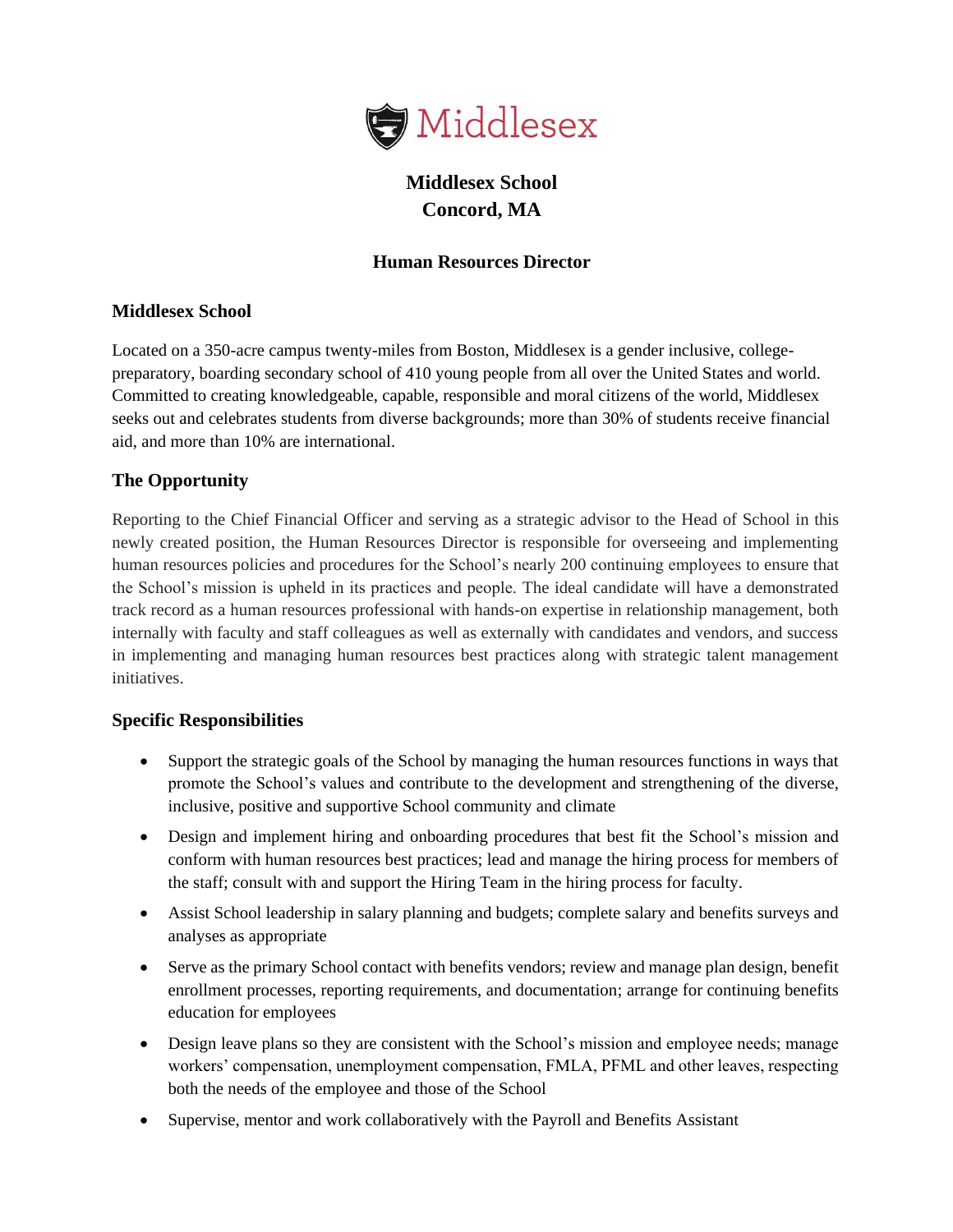Middlesex

# Middlesex School
# Concord, MA

## Human Resources Director

### Middlesex School

Located on a 350-acre campus twenty-miles from Boston, Middlesex is a gender inclusive, college-preparatory, boarding secondary school of 410 young people from all over the United States and world. Committed to creating knowledgeable, capable, responsible and moral citizens of the world, Middlesex seeks out and celebrates students from diverse backgrounds; more than 30% of students receive financial aid, and more than 10% are international.

### The Opportunity

Reporting to the Chief Financial Officer and serving as a strategic advisor to the Head of School in this newly created position, the Human Resources Director is responsible for overseeing and implementing human resources policies and procedures for the School's nearly 200 continuing employees to ensure that the School's mission is upheld in its practices and people. The ideal candidate will have a demonstrated track record as a human resources professional with hands-on expertise in relationship management, both internally with faculty and staff colleagues as well as externally with candidates and vendors, and success in implementing and managing human resources best practices along with strategic talent management initiatives.

### Specific Responsibilities

- Support the strategic goals of the School by managing the human resources functions in ways that promote the School's values and contribute to the development and strengthening of the diverse, inclusive, positive and supportive School community and climate
- Design and implement hiring and onboarding procedures that best fit the School's mission and conform with human resources best practices; lead and manage the hiring process for members of the staff; consult with and support the Hiring Team in the hiring process for faculty.
- Assist School leadership in salary planning and budgets; complete salary and benefits surveys and analyses as appropriate
- Serve as the primary School contact with benefits vendors; review and manage plan design, benefit enrollment processes, reporting requirements, and documentation; arrange for continuing benefits education for employees
- Design leave plans so they are consistent with the School's mission and employee needs; manage workers' compensation, unemployment compensation, FMLA, PFML and other leaves, respecting both the needs of the employee and those of the School
- Supervise, mentor and work collaboratively with the Payroll and Benefits Assistant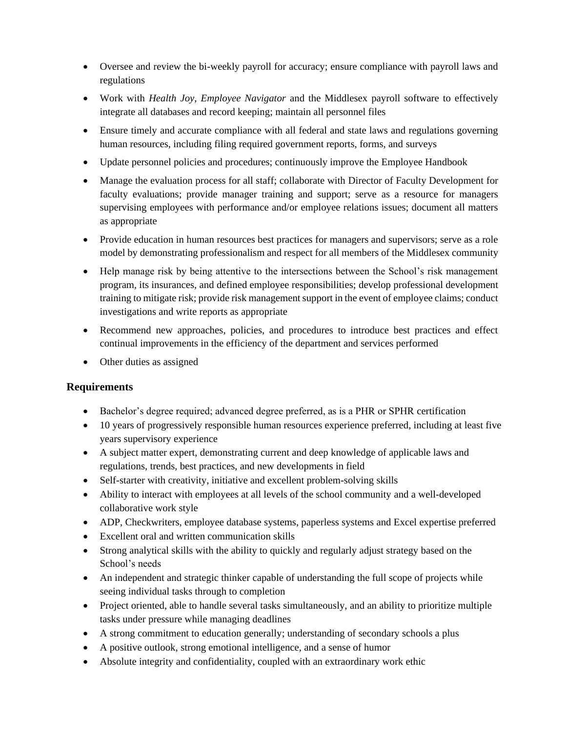- Oversee and review the bi-weekly payroll for accuracy; ensure compliance with payroll laws and regulations
- Work with *Health Joy*, *Employee Navigator* and the Middlesex payroll software to effectively integrate all databases and record keeping; maintain all personnel files
- Ensure timely and accurate compliance with all federal and state laws and regulations governing human resources, including filing required government reports, forms, and surveys
- Update personnel policies and procedures; continuously improve the Employee Handbook
- Manage the evaluation process for all staff; collaborate with Director of Faculty Development for faculty evaluations; provide manager training and support; serve as a resource for managers supervising employees with performance and/or employee relations issues; document all matters as appropriate
- Provide education in human resources best practices for managers and supervisors; serve as a role model by demonstrating professionalism and respect for all members of the Middlesex community
- Help manage risk by being attentive to the intersections between the School's risk management program, its insurances, and defined employee responsibilities; develop professional development training to mitigate risk; provide risk management support in the event of employee claims; conduct investigations and write reports as appropriate
- Recommend new approaches, policies, and procedures to introduce best practices and effect continual improvements in the efficiency of the department and services performed
- Other duties as assigned

## Requirements

- Bachelor's degree required; advanced degree preferred, as is a PHR or SPHR certification
- 10 years of progressively responsible human resources experience preferred, including at least five years supervisory experience
- A subject matter expert, demonstrating current and deep knowledge of applicable laws and regulations, trends, best practices, and new developments in field
- Self-starter with creativity, initiative and excellent problem-solving skills
- Ability to interact with employees at all levels of the school community and a well-developed collaborative work style
- ADP, Checkwriters, employee database systems, paperless systems and Excel expertise preferred
- Excellent oral and written communication skills
- Strong analytical skills with the ability to quickly and regularly adjust strategy based on the School's needs
- An independent and strategic thinker capable of understanding the full scope of projects while seeing individual tasks through to completion
- Project oriented, able to handle several tasks simultaneously, and an ability to prioritize multiple tasks under pressure while managing deadlines
- A strong commitment to education generally; understanding of secondary schools a plus
- A positive outlook, strong emotional intelligence, and a sense of humor
- Absolute integrity and confidentiality, coupled with an extraordinary work ethic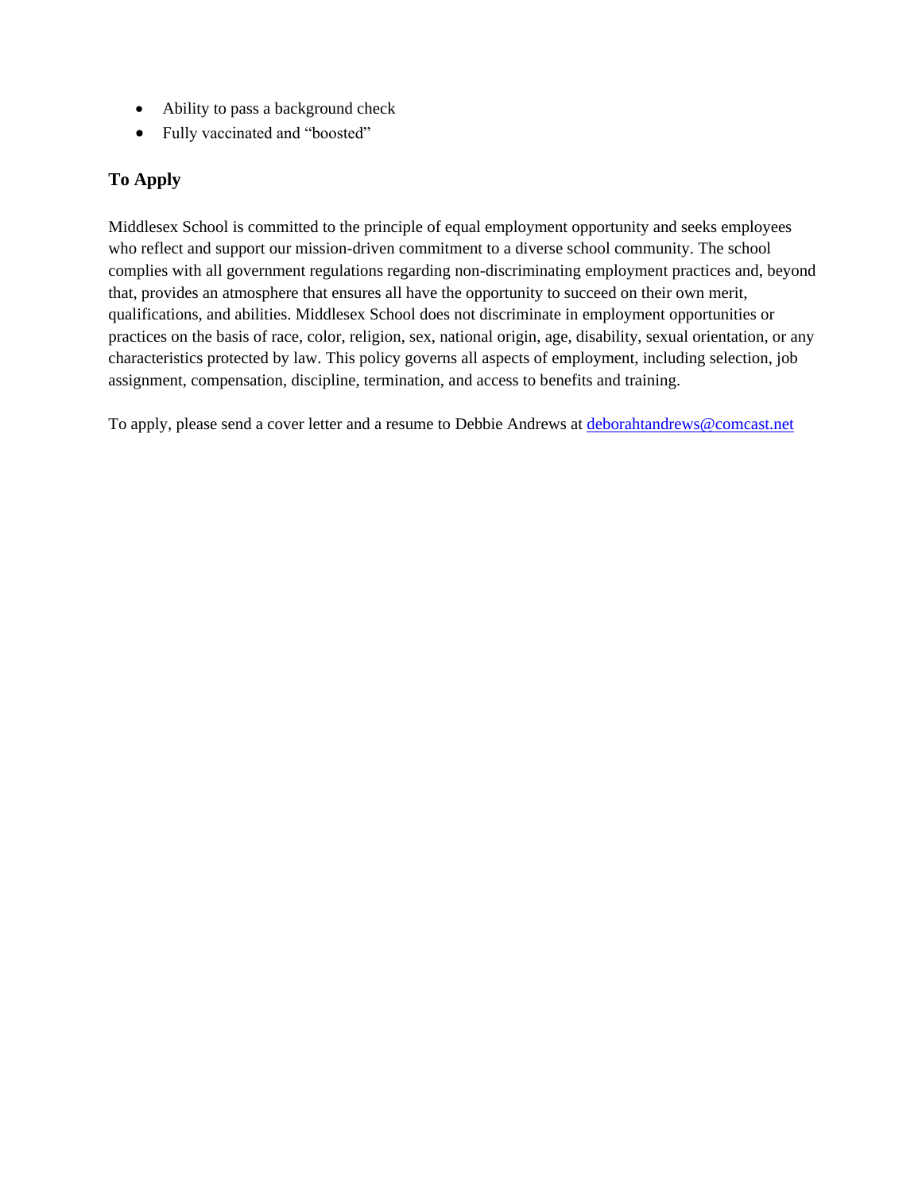- Ability to pass a background check
- Fully vaccinated and "boosted"

## To Apply

Middlesex School is committed to the principle of equal employment opportunity and seeks employees who reflect and support our mission-driven commitment to a diverse school community. The school complies with all government regulations regarding non-discriminating employment practices and, beyond that, provides an atmosphere that ensures all have the opportunity to succeed on their own merit, qualifications, and abilities. Middlesex School does not discriminate in employment opportunities or practices on the basis of race, color, religion, sex, national origin, age, disability, sexual orientation, or any characteristics protected by law. This policy governs all aspects of employment, including selection, job assignment, compensation, discipline, termination, and access to benefits and training.

To apply, please send a cover letter and a resume to Debbie Andrews at deborahtandrews@comcast.net